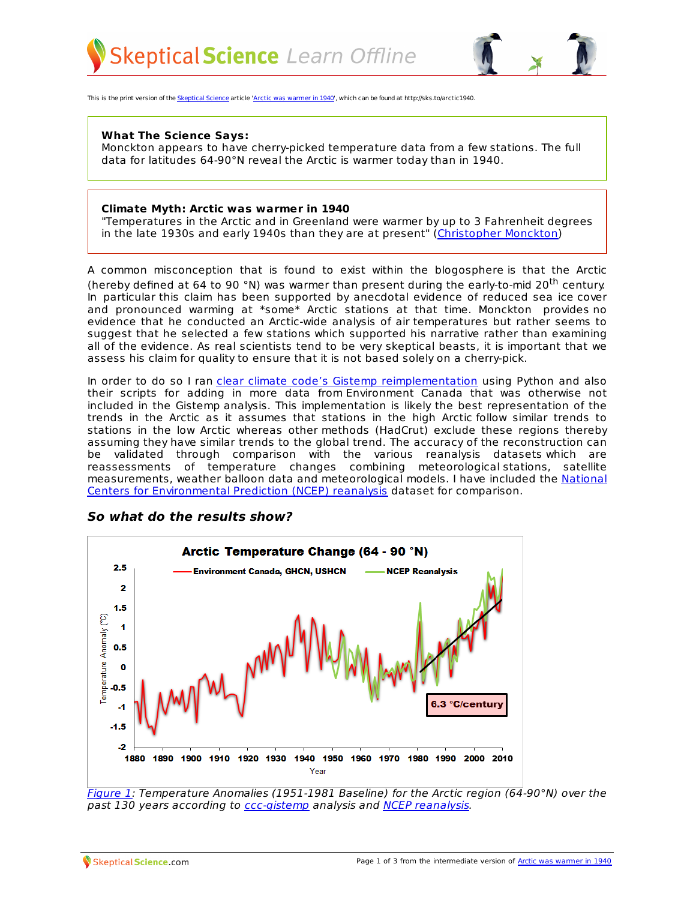This is the print version of the Skeptical Science article 'Arctic was warmer in 1940', which can be found at http://sks.to/arctic1940.

**What The Science Says:**
Monckton appears to have cherry-picked temperature data from a few stations. The full data for latitudes 64-90°N reveal the Arctic is warmer today than in 1940.

**Climate Myth: Arctic was warmer in 1940**
"Temperatures in the Arctic and in Greenland were warmer by up to 3 Fahrenheit degrees in the late 1930s and early 1940s than they are at present" (Christopher Monckton)

A common misconception that is found to exist within the blogosphere is that the Arctic (hereby defined at 64 to 90 °N) was warmer than present during the early-to-mid 20th century. In particular this claim has been supported by anecdotal evidence of reduced sea ice cover and pronounced warming at *some* Arctic stations at that time. Monckton provides no evidence that he conducted an Arctic-wide analysis of air temperatures but rather seems to suggest that he selected a few stations which supported his narrative rather than examining all of the evidence. As real scientists tend to be very skeptical beasts, it is important that we assess his claim for quality to ensure that it is not based solely on a cherry-pick.

In order to do so I ran clear climate code's Gistemp reimplementation using Python and also their scripts for adding in more data from Environment Canada that was otherwise not included in the Gistemp analysis. This implementation is likely the best representation of the trends in the Arctic as it assumes that stations in the high Arctic follow similar trends to stations in the low Arctic whereas other methods (HadCrut) exclude these regions thereby assuming they have similar trends to the global trend. The accuracy of the reconstruction can be validated through comparison with the various reanalysis datasets which are reassessments of temperature changes combining meteorological stations, satellite measurements, weather balloon data and meteorological models. I have included the National Centers for Environmental Prediction (NCEP) reanalysis dataset for comparison.

### *So what do the results show?*

*Figure 1: Temperature Anomalies (1951-1981 Baseline) for the Arctic region (64-90°N) over the past 130 years according to ccc-gistemp analysis and NCEP reanalysis.*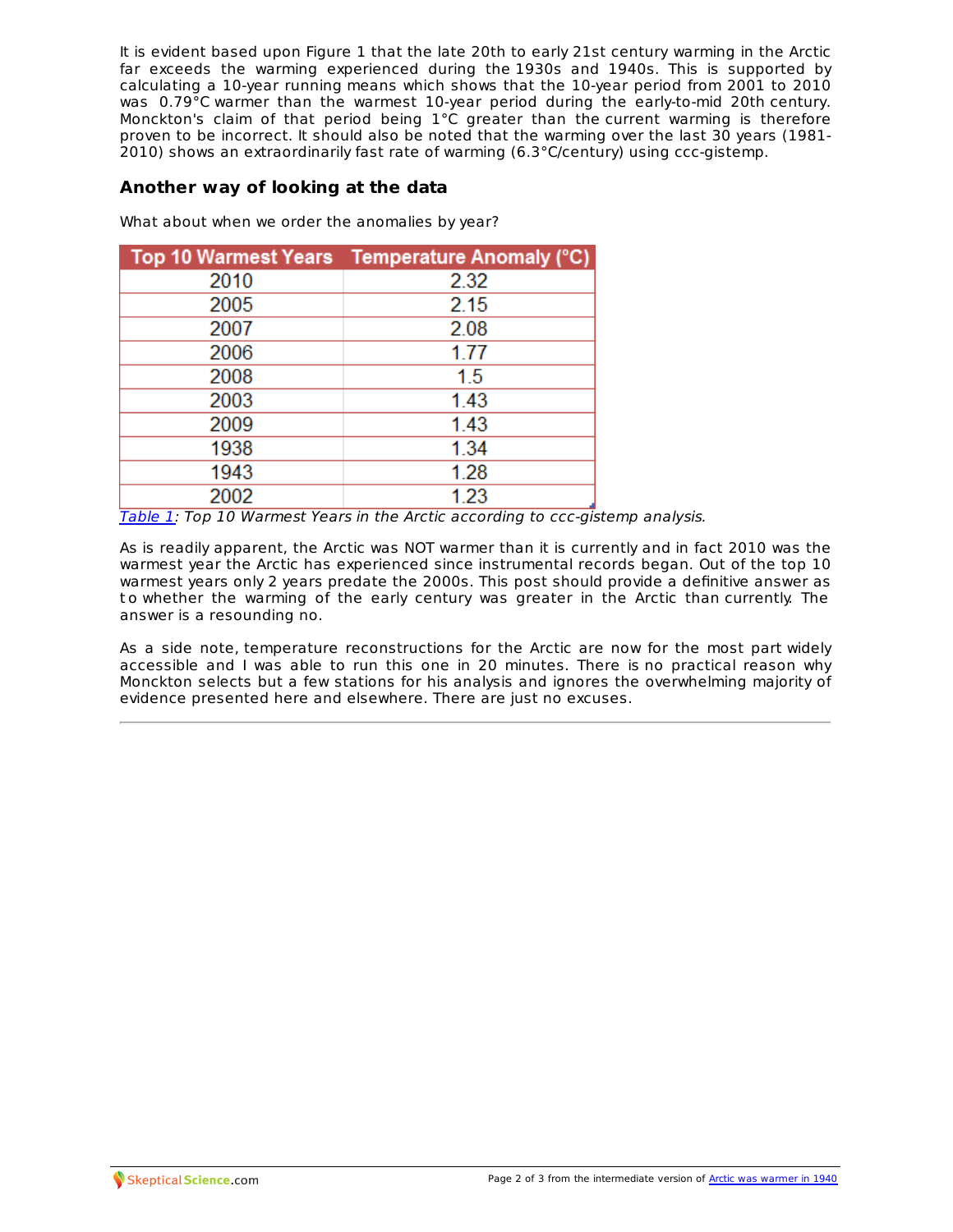It is evident based upon Figure 1 that the late 20th to early 21st century warming in the Arctic far exceeds the warming experienced during the 1930s and 1940s. This is supported by calculating a 10-year running means which shows that the 10-year period from 2001 to 2010 was 0.79°C warmer than the warmest 10-year period during the early-to-mid 20th century. Monckton's claim of that period being 1°C greater than the current warming is therefore proven to be incorrect. It should also be noted that the warming over the last 30 years (1981-2010) shows an extraordinarily fast rate of warming (6.3°C/century) using ccc-gistemp.

### Another way of looking at the data

What about when we order the anomalies by year?

| Top 10 Warmest Years | Temperature Anomaly (°C) |
|---|---|
| 2010 | 2.32 |
| 2005 | 2.15 |
| 2007 | 2.08 |
| 2006 | 1.77 |
| 2008 | 1.5 |
| 2003 | 1.43 |
| 2009 | 1.43 |
| 1938 | 1.34 |
| 1943 | 1.28 |
| 2002 | 1.23 |

*Table 1: Top 10 Warmest Years in the Arctic according to ccc-gistemp analysis.*

As is readily apparent, the Arctic was NOT warmer than it is currently and in fact 2010 was the warmest year the Arctic has experienced since instrumental records began. Out of the top 10 warmest years only 2 years predate the 2000s. This post should provide a definitive answer as to whether the warming of the early century was greater in the Arctic than currently. The answer is a resounding no.

As a side note, temperature reconstructions for the Arctic are now for the most part widely accessible and I was able to run this one in 20 minutes. There is no practical reason why Monckton selects but a few stations for his analysis and ignores the overwhelming majority of evidence presented here and elsewhere. There are just no excuses.

---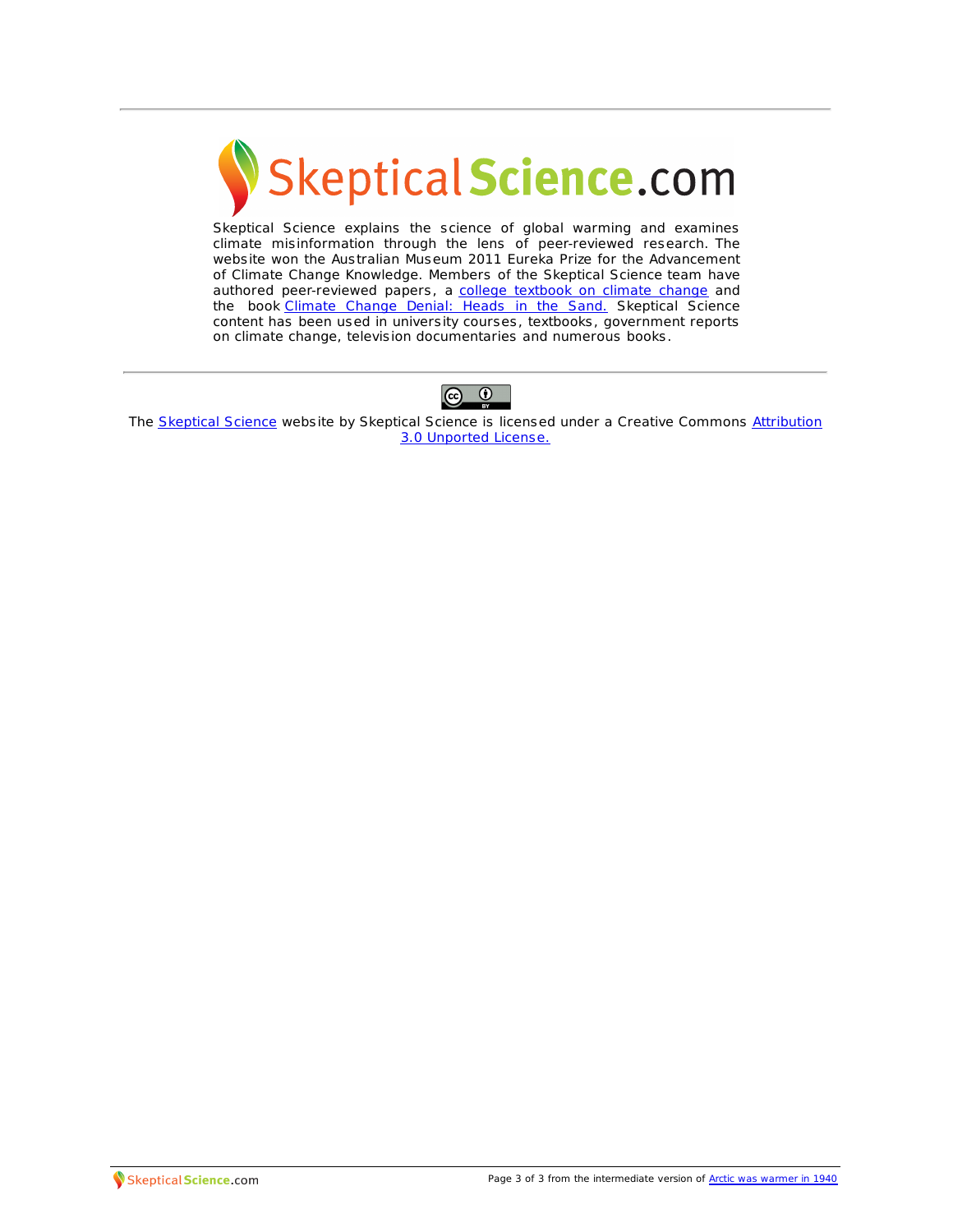Skeptical Science explains the science of global warming and examines climate misinformation through the lens of peer-reviewed research. The website won the Australian Museum 2011 Eureka Prize for the Advancement of Climate Change Knowledge. Members of the Skeptical Science team have authored peer-reviewed papers, a college textbook on climate change and the book Climate Change Denial: Heads in the Sand. Skeptical Science content has been used in university courses, textbooks, government reports on climate change, television documentaries and numerous books.

---

The Skeptical Science website by Skeptical Science is licensed under a Creative Commons Attribution 3.0 Unported License.